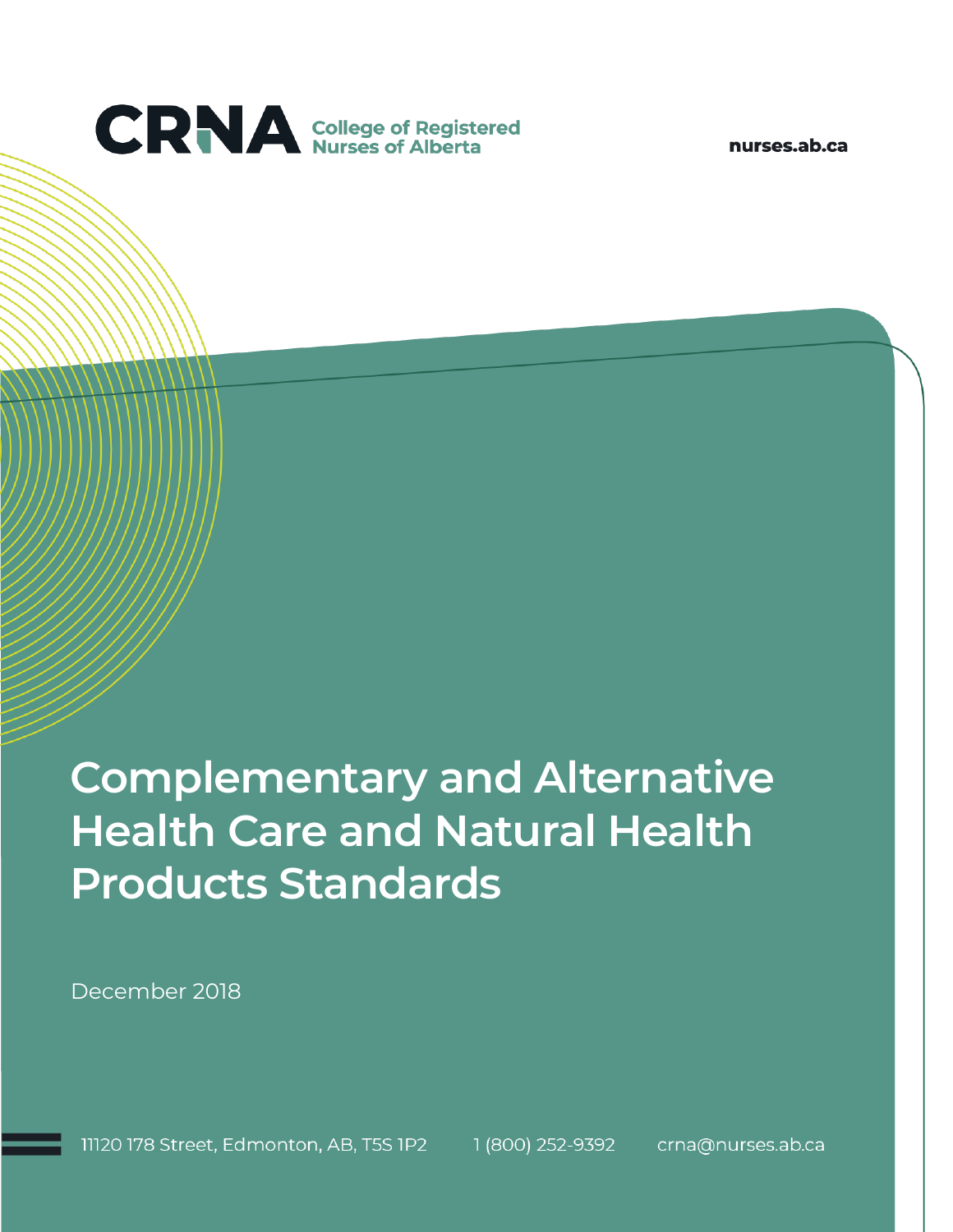CRNA College of Registered Nurses of Alberta

nurses.ab.ca

# Complementary and Alternative Health Care and Natural Health Products Standards

December 2018

11120 178 Street, Edmonton, AB, T5S 1P2 1 (800) 252-9392 crna@nurses.ab.ca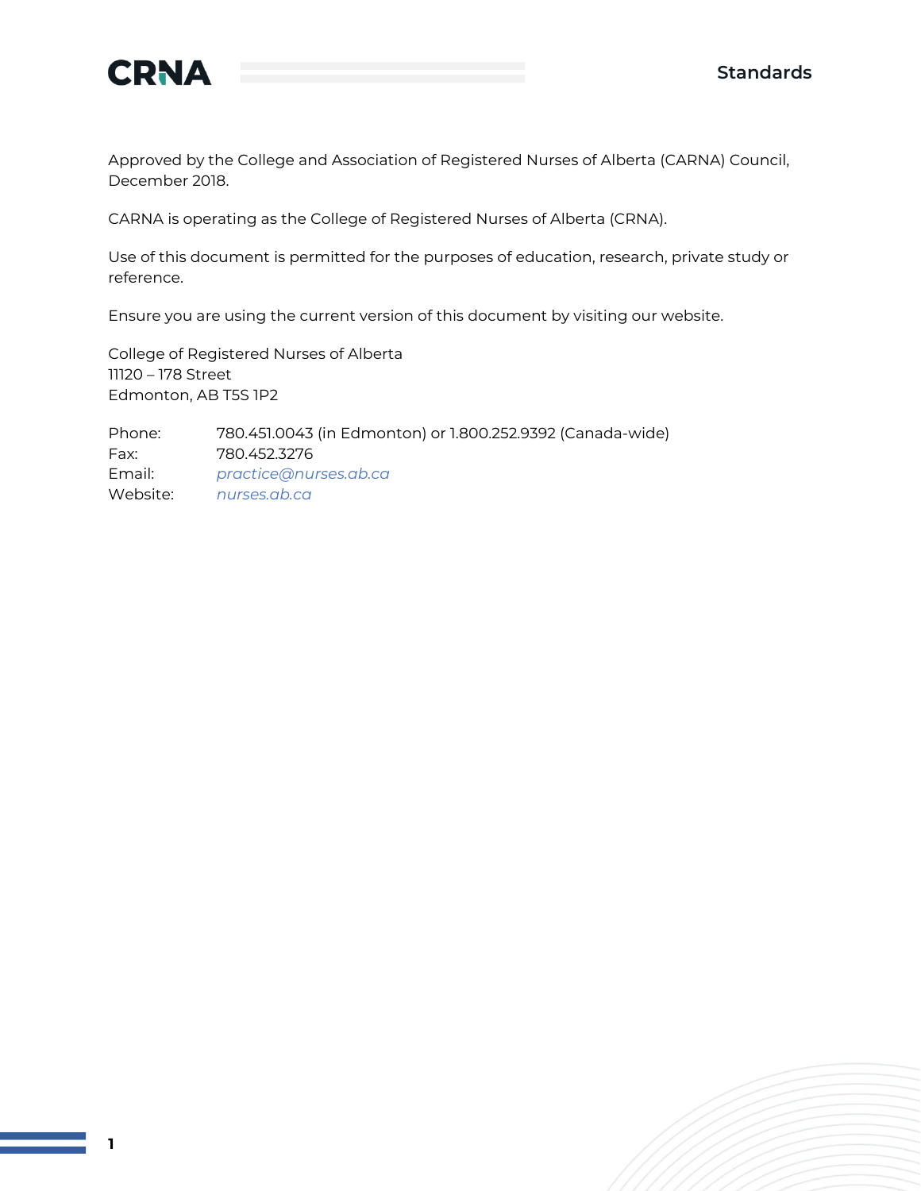Approved by the College and Association of Registered Nurses of Alberta (CARNA) Council, December 2018.

CARNA is operating as the College of Registered Nurses of Alberta (CRNA).

Use of this document is permitted for the purposes of education, research, private study or reference.

Ensure you are using the current version of this document by visiting our website.

College of Registered Nurses of Alberta
11120 – 178 Street
Edmonton, AB T5S 1P2

| | |
|---|---|
| Phone: | 780.451.0043 (in Edmonton) or 1.800.252.9392 (Canada-wide) |
| Fax: | 780.452.3276 |
| Email: | *practice@nurses.ab.ca* |
| Website: | *nurses.ab.ca* |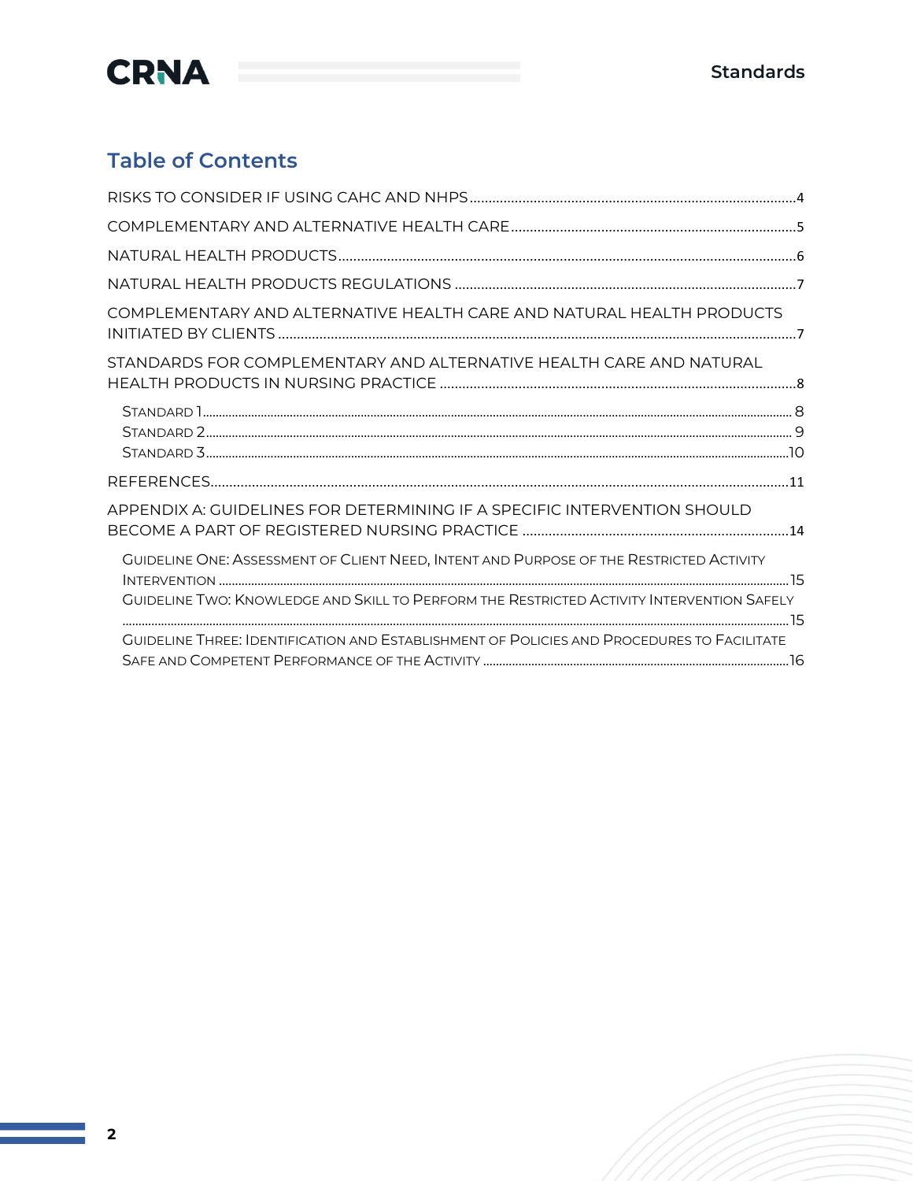## Table of Contents

RISKS TO CONSIDER IF USING CAHC AND NHPS....4

COMPLEMENTARY AND ALTERNATIVE HEALTH CARE....5

NATURAL HEALTH PRODUCTS....6

NATURAL HEALTH PRODUCTS REGULATIONS....7

COMPLEMENTARY AND ALTERNATIVE HEALTH CARE AND NATURAL HEALTH PRODUCTS INITIATED BY CLIENTS....7

STANDARDS FOR COMPLEMENTARY AND ALTERNATIVE HEALTH CARE AND NATURAL HEALTH PRODUCTS IN NURSING PRACTICE....8

- STANDARD 1....8
- STANDARD 2....9
- STANDARD 3....10

REFERENCES....11

APPENDIX A: GUIDELINES FOR DETERMINING IF A SPECIFIC INTERVENTION SHOULD BECOME A PART OF REGISTERED NURSING PRACTICE....14

- GUIDELINE ONE: ASSESSMENT OF CLIENT NEED, INTENT AND PURPOSE OF THE RESTRICTED ACTIVITY INTERVENTION....15
- GUIDELINE TWO: KNOWLEDGE AND SKILL TO PERFORM THE RESTRICTED ACTIVITY INTERVENTION SAFELY....15
- GUIDELINE THREE: IDENTIFICATION AND ESTABLISHMENT OF POLICIES AND PROCEDURES TO FACILITATE SAFE AND COMPETENT PERFORMANCE OF THE ACTIVITY....16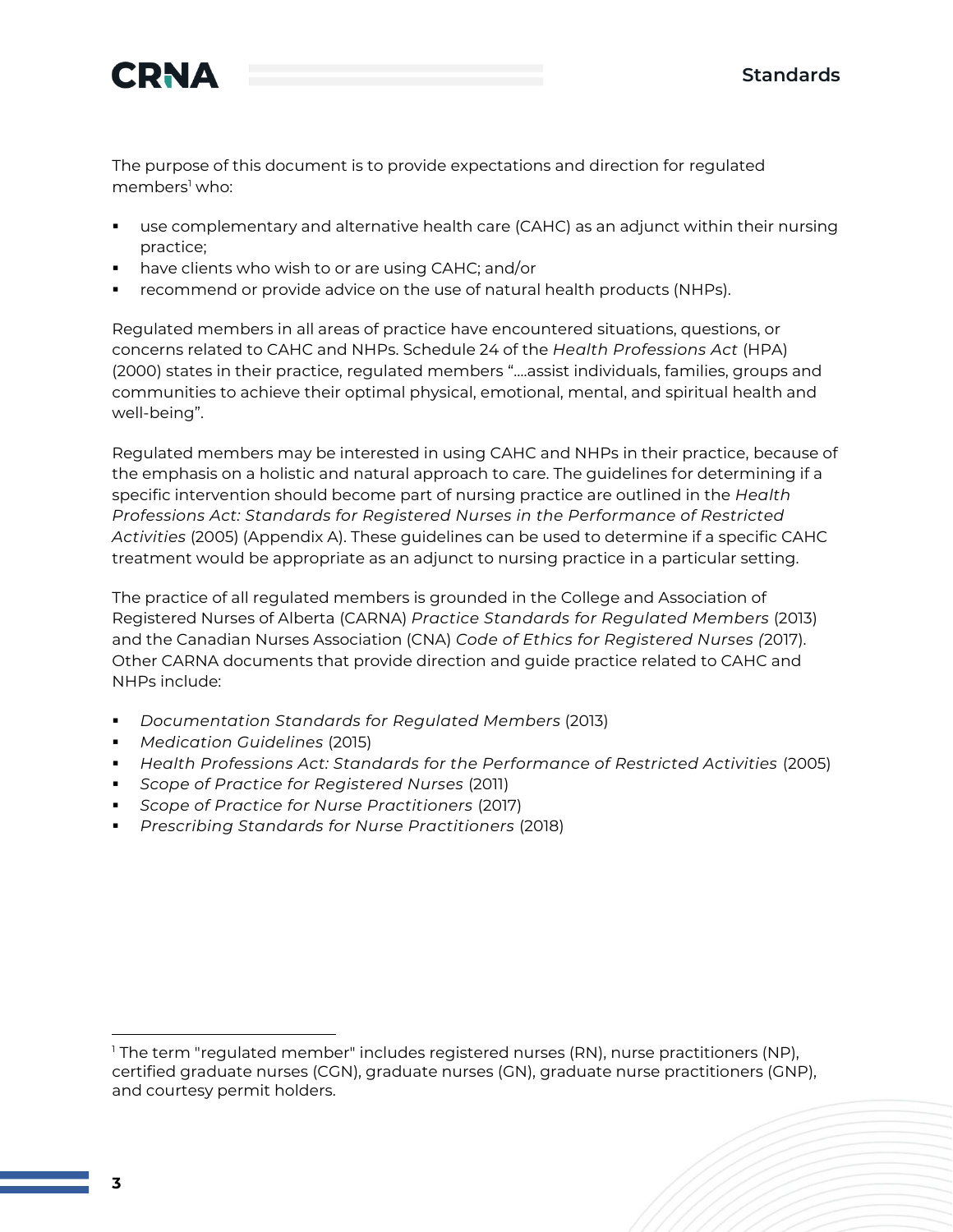The purpose of this document is to provide expectations and direction for regulated members[1] who:

- use complementary and alternative health care (CAHC) as an adjunct within their nursing practice;
- have clients who wish to or are using CAHC; and/or
- recommend or provide advice on the use of natural health products (NHPs).

Regulated members in all areas of practice have encountered situations, questions, or concerns related to CAHC and NHPs. Schedule 24 of the *Health Professions Act* (HPA) (2000) states in their practice, regulated members "….assist individuals, families, groups and communities to achieve their optimal physical, emotional, mental, and spiritual health and well-being".

Regulated members may be interested in using CAHC and NHPs in their practice, because of the emphasis on a holistic and natural approach to care. The guidelines for determining if a specific intervention should become part of nursing practice are outlined in the *Health Professions Act: Standards for Registered Nurses in the Performance of Restricted Activities* (2005) (Appendix A). These guidelines can be used to determine if a specific CAHC treatment would be appropriate as an adjunct to nursing practice in a particular setting.

The practice of all regulated members is grounded in the College and Association of Registered Nurses of Alberta (CARNA) *Practice Standards for Regulated Members* (2013) and the Canadian Nurses Association (CNA) *Code of Ethics for Registered Nurses (*2017). Other CARNA documents that provide direction and guide practice related to CAHC and NHPs include:

- *Documentation Standards for Regulated Members* (2013)
- *Medication Guidelines* (2015)
- *Health Professions Act: Standards for the Performance of Restricted Activities* (2005)
- *Scope of Practice for Registered Nurses* (2011)
- *Scope of Practice for Nurse Practitioners* (2017)
- *Prescribing Standards for Nurse Practitioners* (2018)

---

[1] The term "regulated member" includes registered nurses (RN), nurse practitioners (NP), certified graduate nurses (CGN), graduate nurses (GN), graduate nurse practitioners (GNP), and courtesy permit holders.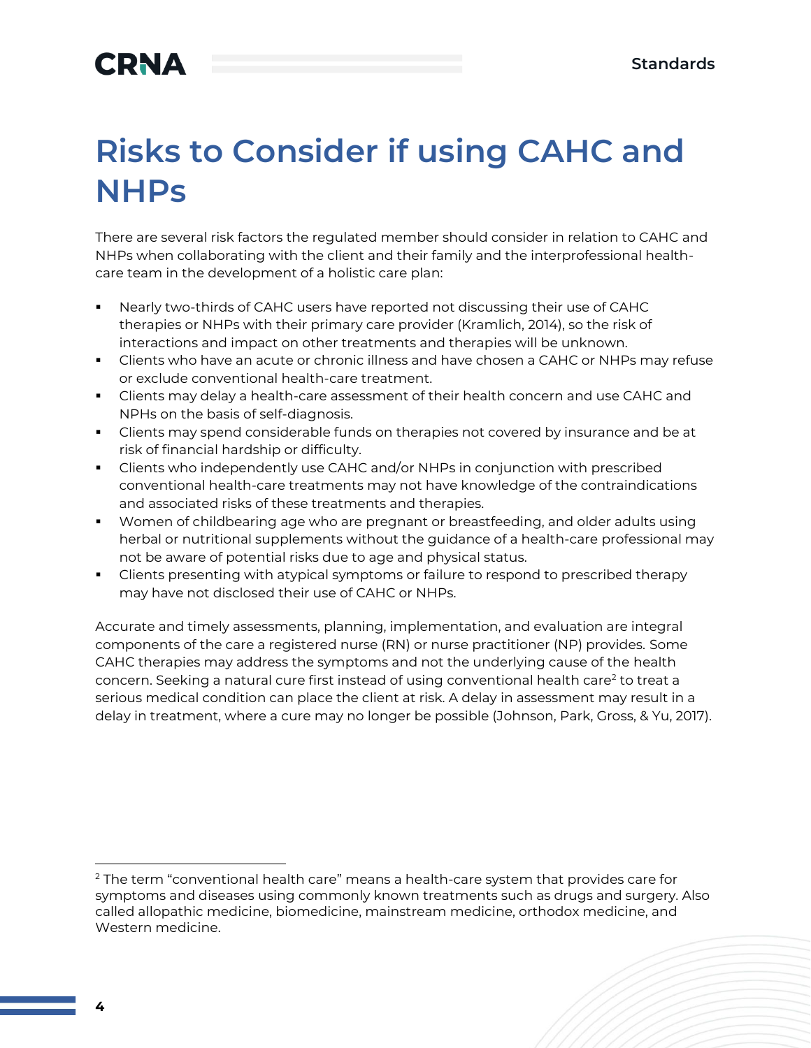# Risks to Consider if using CAHC and NHPs

There are several risk factors the regulated member should consider in relation to CAHC and NHPs when collaborating with the client and their family and the interprofessional health-care team in the development of a holistic care plan:

- Nearly two-thirds of CAHC users have reported not discussing their use of CAHC therapies or NHPs with their primary care provider (Kramlich, 2014), so the risk of interactions and impact on other treatments and therapies will be unknown.
- Clients who have an acute or chronic illness and have chosen a CAHC or NHPs may refuse or exclude conventional health-care treatment.
- Clients may delay a health-care assessment of their health concern and use CAHC and NPHs on the basis of self-diagnosis.
- Clients may spend considerable funds on therapies not covered by insurance and be at risk of financial hardship or difficulty.
- Clients who independently use CAHC and/or NHPs in conjunction with prescribed conventional health-care treatments may not have knowledge of the contraindications and associated risks of these treatments and therapies.
- Women of childbearing age who are pregnant or breastfeeding, and older adults using herbal or nutritional supplements without the guidance of a health-care professional may not be aware of potential risks due to age and physical status.
- Clients presenting with atypical symptoms or failure to respond to prescribed therapy may have not disclosed their use of CAHC or NHPs.

Accurate and timely assessments, planning, implementation, and evaluation are integral components of the care a registered nurse (RN) or nurse practitioner (NP) provides. Some CAHC therapies may address the symptoms and not the underlying cause of the health concern. Seeking a natural cure first instead of using conventional health care[2] to treat a serious medical condition can place the client at risk. A delay in assessment may result in a delay in treatment, where a cure may no longer be possible (Johnson, Park, Gross, & Yu, 2017).

[2] The term "conventional health care" means a health-care system that provides care for symptoms and diseases using commonly known treatments such as drugs and surgery. Also called allopathic medicine, biomedicine, mainstream medicine, orthodox medicine, and Western medicine.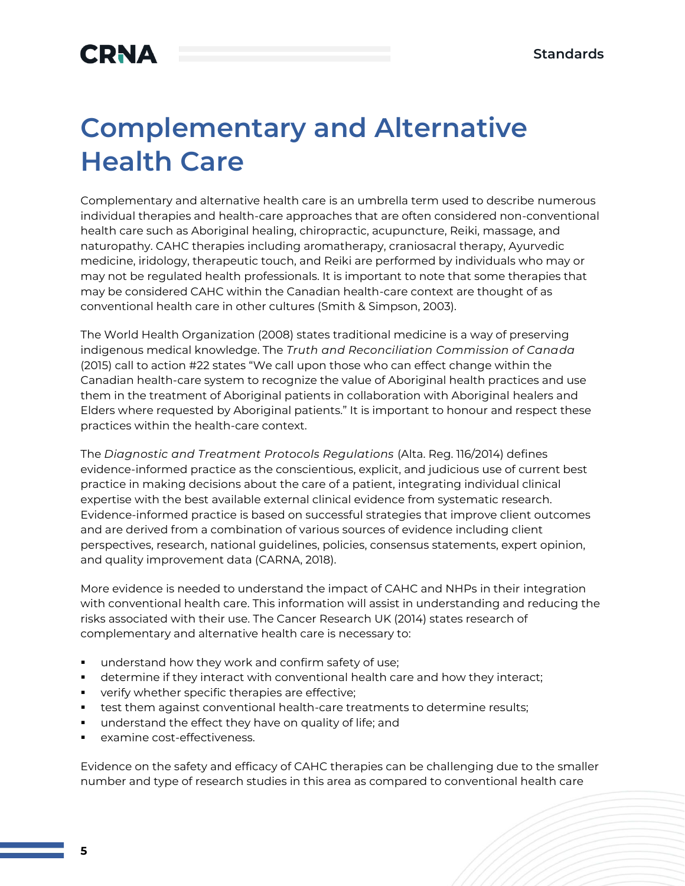# Complementary and Alternative Health Care

Complementary and alternative health care is an umbrella term used to describe numerous individual therapies and health-care approaches that are often considered non-conventional health care such as Aboriginal healing, chiropractic, acupuncture, Reiki, massage, and naturopathy. CAHC therapies including aromatherapy, craniosacral therapy, Ayurvedic medicine, iridology, therapeutic touch, and Reiki are performed by individuals who may or may not be regulated health professionals. It is important to note that some therapies that may be considered CAHC within the Canadian health-care context are thought of as conventional health care in other cultures (Smith & Simpson, 2003).

The World Health Organization (2008) states traditional medicine is a way of preserving indigenous medical knowledge. The *Truth and Reconciliation Commission of Canada* (2015) call to action #22 states "We call upon those who can effect change within the Canadian health-care system to recognize the value of Aboriginal health practices and use them in the treatment of Aboriginal patients in collaboration with Aboriginal healers and Elders where requested by Aboriginal patients." It is important to honour and respect these practices within the health-care context.

The *Diagnostic and Treatment Protocols Regulations* (Alta. Reg. 116/2014) defines evidence-informed practice as the conscientious, explicit, and judicious use of current best practice in making decisions about the care of a patient, integrating individual clinical expertise with the best available external clinical evidence from systematic research. Evidence-informed practice is based on successful strategies that improve client outcomes and are derived from a combination of various sources of evidence including client perspectives, research, national guidelines, policies, consensus statements, expert opinion, and quality improvement data (CARNA, 2018).

More evidence is needed to understand the impact of CAHC and NHPs in their integration with conventional health care. This information will assist in understanding and reducing the risks associated with their use. The Cancer Research UK (2014) states research of complementary and alternative health care is necessary to:

- understand how they work and confirm safety of use;
- determine if they interact with conventional health care and how they interact;
- verify whether specific therapies are effective;
- test them against conventional health-care treatments to determine results;
- understand the effect they have on quality of life; and
- examine cost-effectiveness.

Evidence on the safety and efficacy of CAHC therapies can be challenging due to the smaller number and type of research studies in this area as compared to conventional health care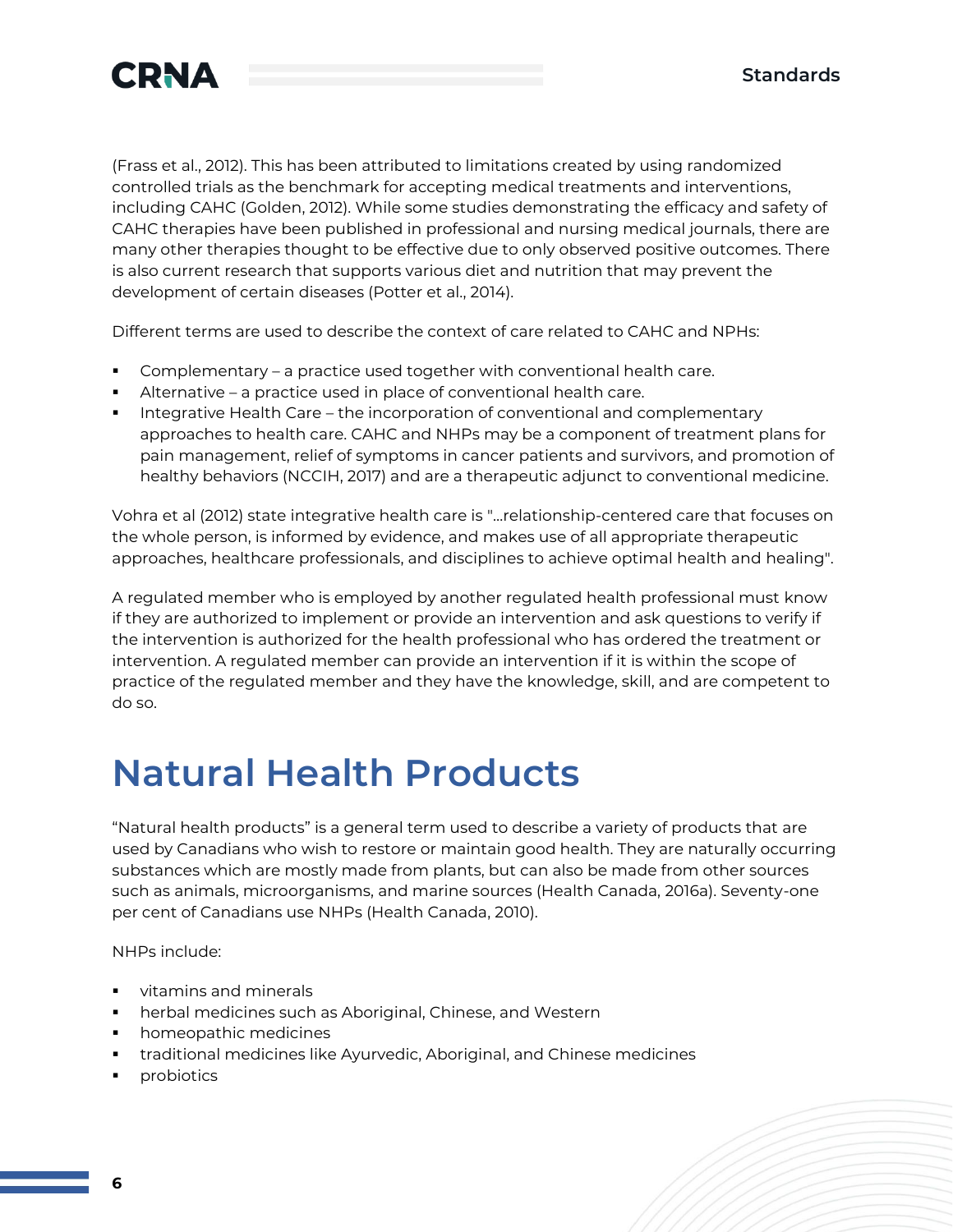(Frass et al., 2012). This has been attributed to limitations created by using randomized controlled trials as the benchmark for accepting medical treatments and interventions, including CAHC (Golden, 2012). While some studies demonstrating the efficacy and safety of CAHC therapies have been published in professional and nursing medical journals, there are many other therapies thought to be effective due to only observed positive outcomes. There is also current research that supports various diet and nutrition that may prevent the development of certain diseases (Potter et al., 2014).

Different terms are used to describe the context of care related to CAHC and NPHs:

- Complementary – a practice used together with conventional health care.
- Alternative – a practice used in place of conventional health care.
- Integrative Health Care – the incorporation of conventional and complementary approaches to health care. CAHC and NHPs may be a component of treatment plans for pain management, relief of symptoms in cancer patients and survivors, and promotion of healthy behaviors (NCCIH, 2017) and are a therapeutic adjunct to conventional medicine.

Vohra et al (2012) state integrative health care is "...relationship-centered care that focuses on the whole person, is informed by evidence, and makes use of all appropriate therapeutic approaches, healthcare professionals, and disciplines to achieve optimal health and healing".

A regulated member who is employed by another regulated health professional must know if they are authorized to implement or provide an intervention and ask questions to verify if the intervention is authorized for the health professional who has ordered the treatment or intervention. A regulated member can provide an intervention if it is within the scope of practice of the regulated member and they have the knowledge, skill, and are competent to do so.

# Natural Health Products

"Natural health products" is a general term used to describe a variety of products that are used by Canadians who wish to restore or maintain good health. They are naturally occurring substances which are mostly made from plants, but can also be made from other sources such as animals, microorganisms, and marine sources (Health Canada, 2016a). Seventy-one per cent of Canadians use NHPs (Health Canada, 2010).

NHPs include:

- vitamins and minerals
- herbal medicines such as Aboriginal, Chinese, and Western
- homeopathic medicines
- traditional medicines like Ayurvedic, Aboriginal, and Chinese medicines
- probiotics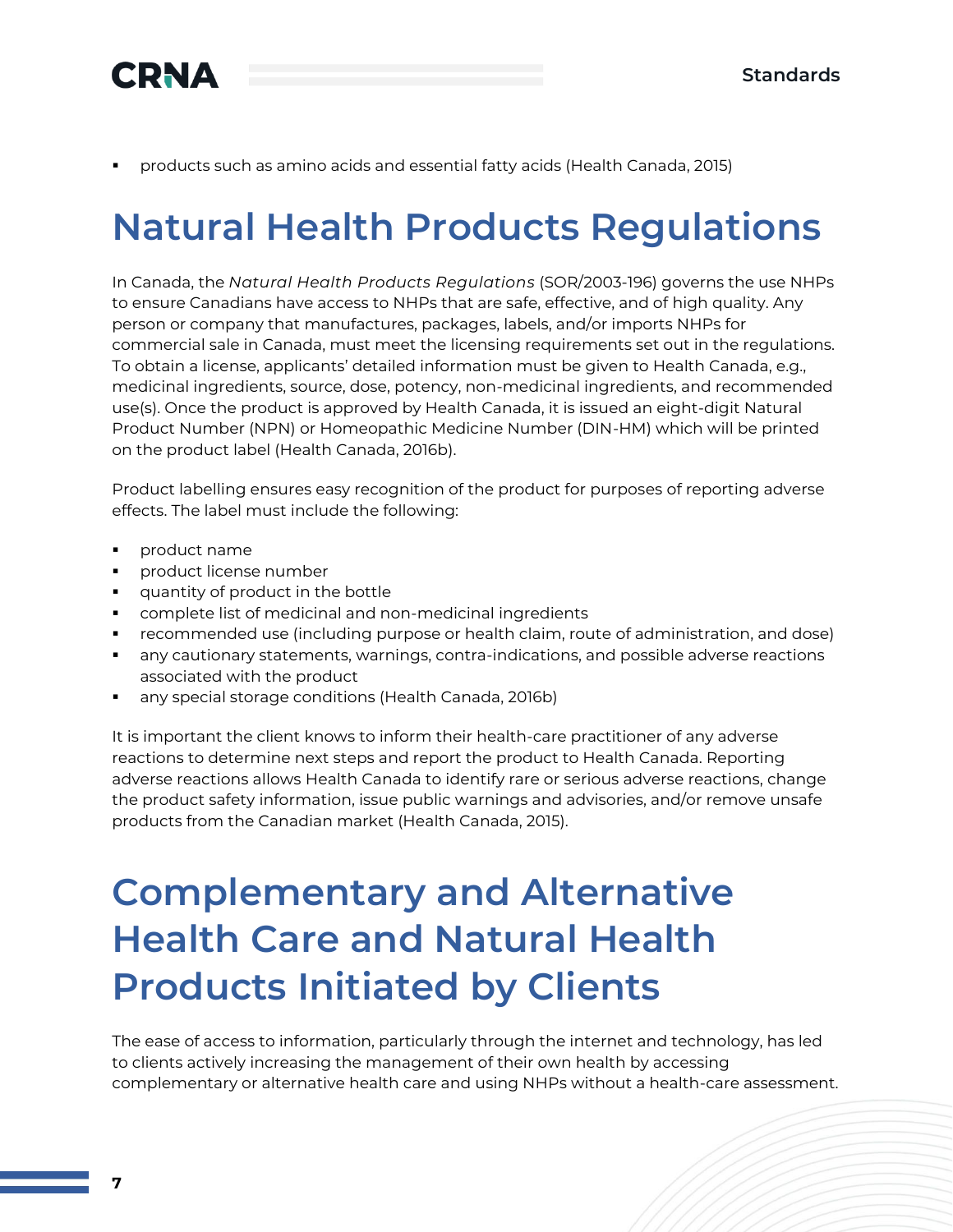- products such as amino acids and essential fatty acids (Health Canada, 2015)

# Natural Health Products Regulations

In Canada, the *Natural Health Products Regulations* (SOR/2003-196) governs the use NHPs to ensure Canadians have access to NHPs that are safe, effective, and of high quality. Any person or company that manufactures, packages, labels, and/or imports NHPs for commercial sale in Canada, must meet the licensing requirements set out in the regulations. To obtain a license, applicants' detailed information must be given to Health Canada, e.g., medicinal ingredients, source, dose, potency, non-medicinal ingredients, and recommended use(s). Once the product is approved by Health Canada, it is issued an eight-digit Natural Product Number (NPN) or Homeopathic Medicine Number (DIN-HM) which will be printed on the product label (Health Canada, 2016b).

Product labelling ensures easy recognition of the product for purposes of reporting adverse effects. The label must include the following:

- product name
- product license number
- quantity of product in the bottle
- complete list of medicinal and non-medicinal ingredients
- recommended use (including purpose or health claim, route of administration, and dose)
- any cautionary statements, warnings, contra-indications, and possible adverse reactions associated with the product
- any special storage conditions (Health Canada, 2016b)

It is important the client knows to inform their health-care practitioner of any adverse reactions to determine next steps and report the product to Health Canada. Reporting adverse reactions allows Health Canada to identify rare or serious adverse reactions, change the product safety information, issue public warnings and advisories, and/or remove unsafe products from the Canadian market (Health Canada, 2015).

# Complementary and Alternative Health Care and Natural Health Products Initiated by Clients

The ease of access to information, particularly through the internet and technology, has led to clients actively increasing the management of their own health by accessing complementary or alternative health care and using NHPs without a health-care assessment.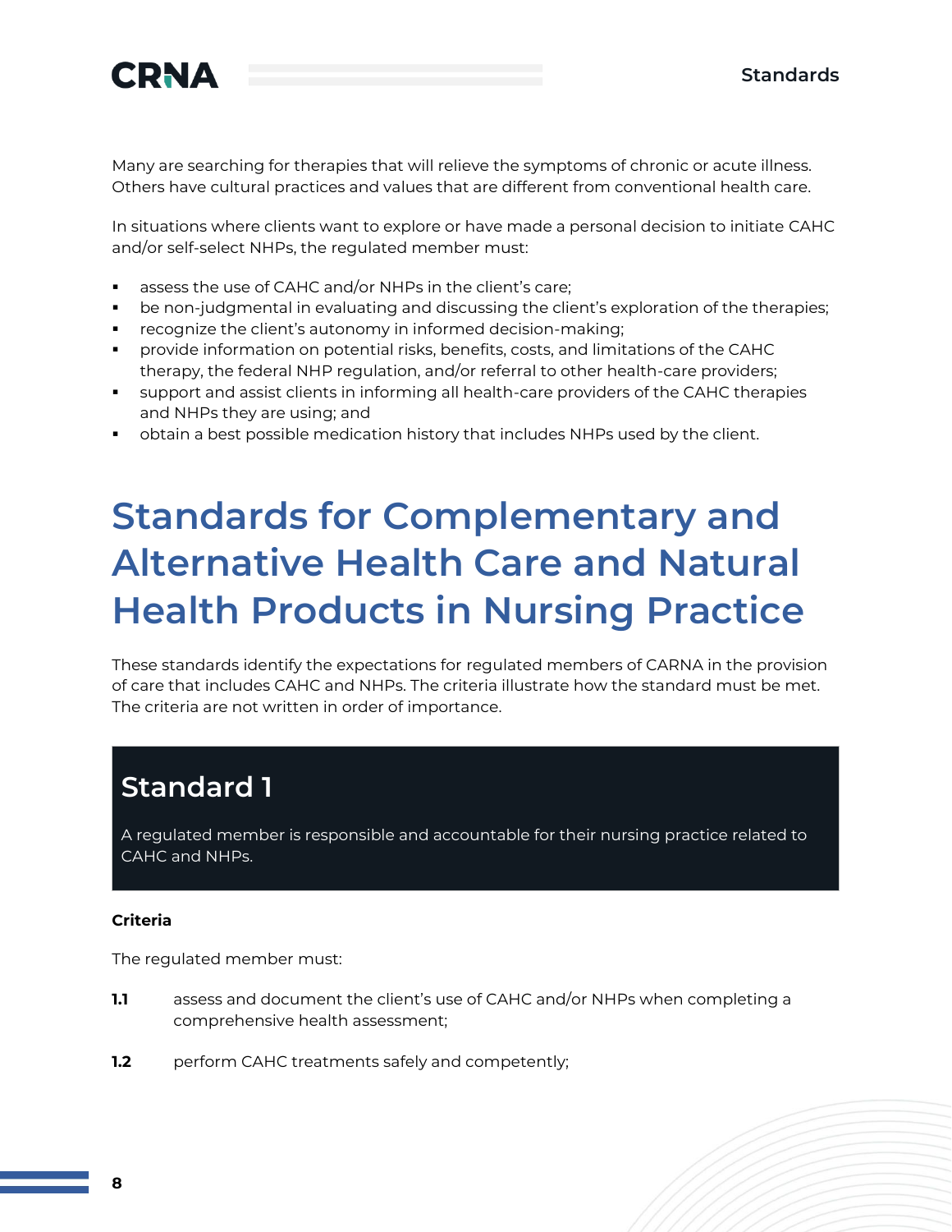Many are searching for therapies that will relieve the symptoms of chronic or acute illness. Others have cultural practices and values that are different from conventional health care.

In situations where clients want to explore or have made a personal decision to initiate CAHC and/or self-select NHPs, the regulated member must:

- assess the use of CAHC and/or NHPs in the client's care;
- be non-judgmental in evaluating and discussing the client's exploration of the therapies;
- recognize the client's autonomy in informed decision-making;
- provide information on potential risks, benefits, costs, and limitations of the CAHC therapy, the federal NHP regulation, and/or referral to other health-care providers;
- support and assist clients in informing all health-care providers of the CAHC therapies and NHPs they are using; and
- obtain a best possible medication history that includes NHPs used by the client.

# Standards for Complementary and Alternative Health Care and Natural Health Products in Nursing Practice

These standards identify the expectations for regulated members of CARNA in the provision of care that includes CAHC and NHPs. The criteria illustrate how the standard must be met. The criteria are not written in order of importance.

## Standard 1

A regulated member is responsible and accountable for their nursing practice related to CAHC and NHPs.

**Criteria**

The regulated member must:

**1.1** assess and document the client's use of CAHC and/or NHPs when completing a comprehensive health assessment;

**1.2** perform CAHC treatments safely and competently;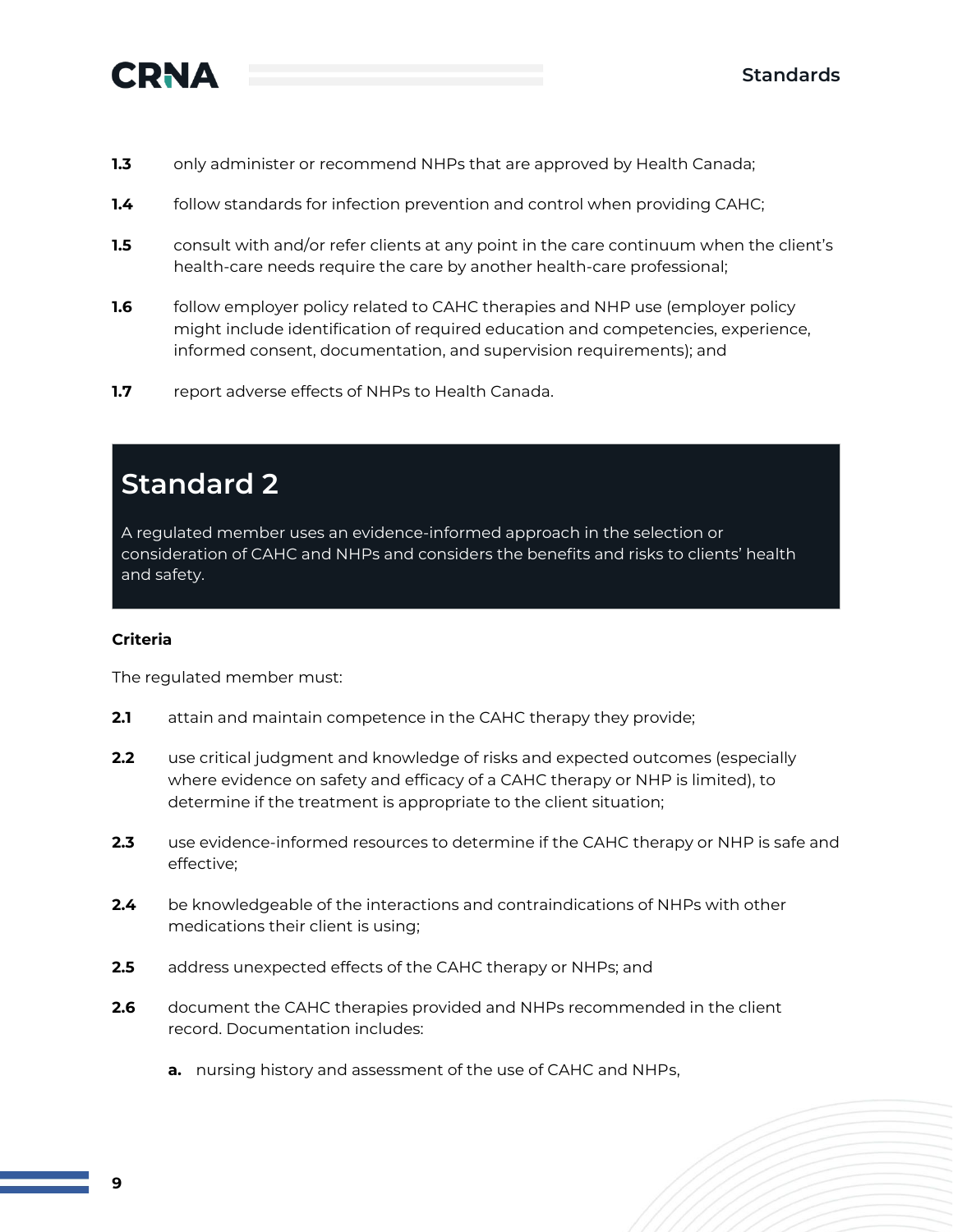**1.3** only administer or recommend NHPs that are approved by Health Canada;

**1.4** follow standards for infection prevention and control when providing CAHC;

**1.5** consult with and/or refer clients at any point in the care continuum when the client's health-care needs require the care by another health-care professional;

**1.6** follow employer policy related to CAHC therapies and NHP use (employer policy might include identification of required education and competencies, experience, informed consent, documentation, and supervision requirements); and

**1.7** report adverse effects of NHPs to Health Canada.

## Standard 2

A regulated member uses an evidence-informed approach in the selection or consideration of CAHC and NHPs and considers the benefits and risks to clients' health and safety.

**Criteria**

The regulated member must:

**2.1** attain and maintain competence in the CAHC therapy they provide;

**2.2** use critical judgment and knowledge of risks and expected outcomes (especially where evidence on safety and efficacy of a CAHC therapy or NHP is limited), to determine if the treatment is appropriate to the client situation;

**2.3** use evidence-informed resources to determine if the CAHC therapy or NHP is safe and effective;

**2.4** be knowledgeable of the interactions and contraindications of NHPs with other medications their client is using;

**2.5** address unexpected effects of the CAHC therapy or NHPs; and

**2.6** document the CAHC therapies provided and NHPs recommended in the client record. Documentation includes:

- **a.** nursing history and assessment of the use of CAHC and NHPs,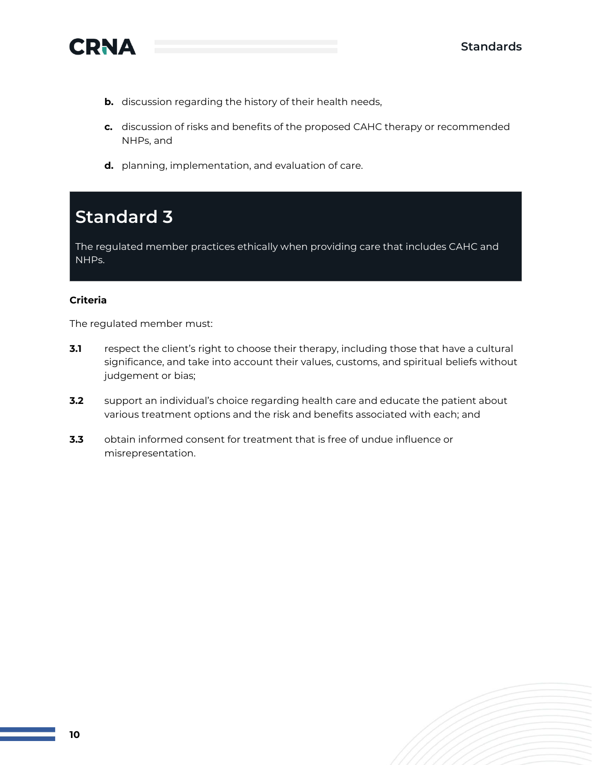b. discussion regarding the history of their health needs,

c. discussion of risks and benefits of the proposed CAHC therapy or recommended NHPs, and

d. planning, implementation, and evaluation of care.

## Standard 3

The regulated member practices ethically when providing care that includes CAHC and NHPs.

**Criteria**

The regulated member must:

**3.1** respect the client's right to choose their therapy, including those that have a cultural significance, and take into account their values, customs, and spiritual beliefs without judgement or bias;

**3.2** support an individual's choice regarding health care and educate the patient about various treatment options and the risk and benefits associated with each; and

**3.3** obtain informed consent for treatment that is free of undue influence or misrepresentation.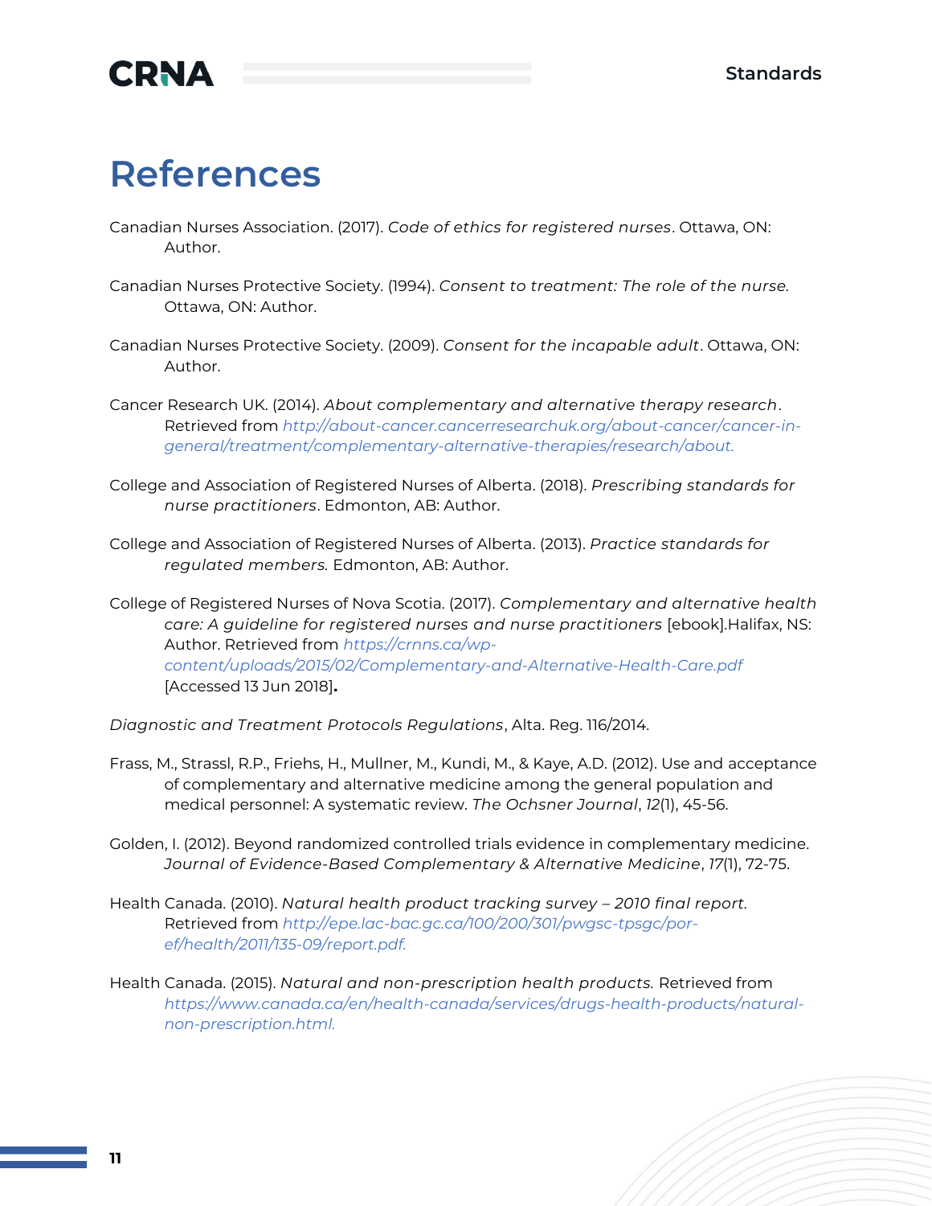# References

Canadian Nurses Association. (2017). *Code of ethics for registered nurses*. Ottawa, ON: Author.

Canadian Nurses Protective Society. (1994). *Consent to treatment: The role of the nurse.* Ottawa, ON: Author.

Canadian Nurses Protective Society. (2009). *Consent for the incapable adult*. Ottawa, ON: Author.

Cancer Research UK. (2014). *About complementary and alternative therapy research*. Retrieved from *http://about-cancer.cancerresearchuk.org/about-cancer/cancer-in-general/treatment/complementary-alternative-therapies/research/about.*

College and Association of Registered Nurses of Alberta. (2018). *Prescribing standards for nurse practitioners*. Edmonton, AB: Author.

College and Association of Registered Nurses of Alberta. (2013). *Practice standards for regulated members.* Edmonton, AB: Author.

College of Registered Nurses of Nova Scotia. (2017). *Complementary and alternative health care: A guideline for registered nurses and nurse practitioners* [ebook].Halifax, NS: Author. Retrieved from *https://crnns.ca/wp-content/uploads/2015/02/Complementary-and-Alternative-Health-Care.pdf* [Accessed 13 Jun 2018]**.**

*Diagnostic and Treatment Protocols Regulations*, Alta. Reg. 116/2014.

Frass, M., Strassl, R.P., Friehs, H., Mullner, M., Kundi, M., & Kaye, A.D. (2012). Use and acceptance of complementary and alternative medicine among the general population and medical personnel: A systematic review. *The Ochsner Journal*, *12*(1), 45-56.

Golden, I. (2012). Beyond randomized controlled trials evidence in complementary medicine. *Journal of Evidence-Based Complementary & Alternative Medicine*, *17*(1), 72-75.

Health Canada. (2010). *Natural health product tracking survey – 2010 final report.* Retrieved from *http://epe.lac-bac.gc.ca/100/200/301/pwgsc-tpsgc/por-ef/health/2011/135-09/report.pdf.*

Health Canada. (2015). *Natural and non-prescription health products.* Retrieved from *https://www.canada.ca/en/health-canada/services/drugs-health-products/natural-non-prescription.html.*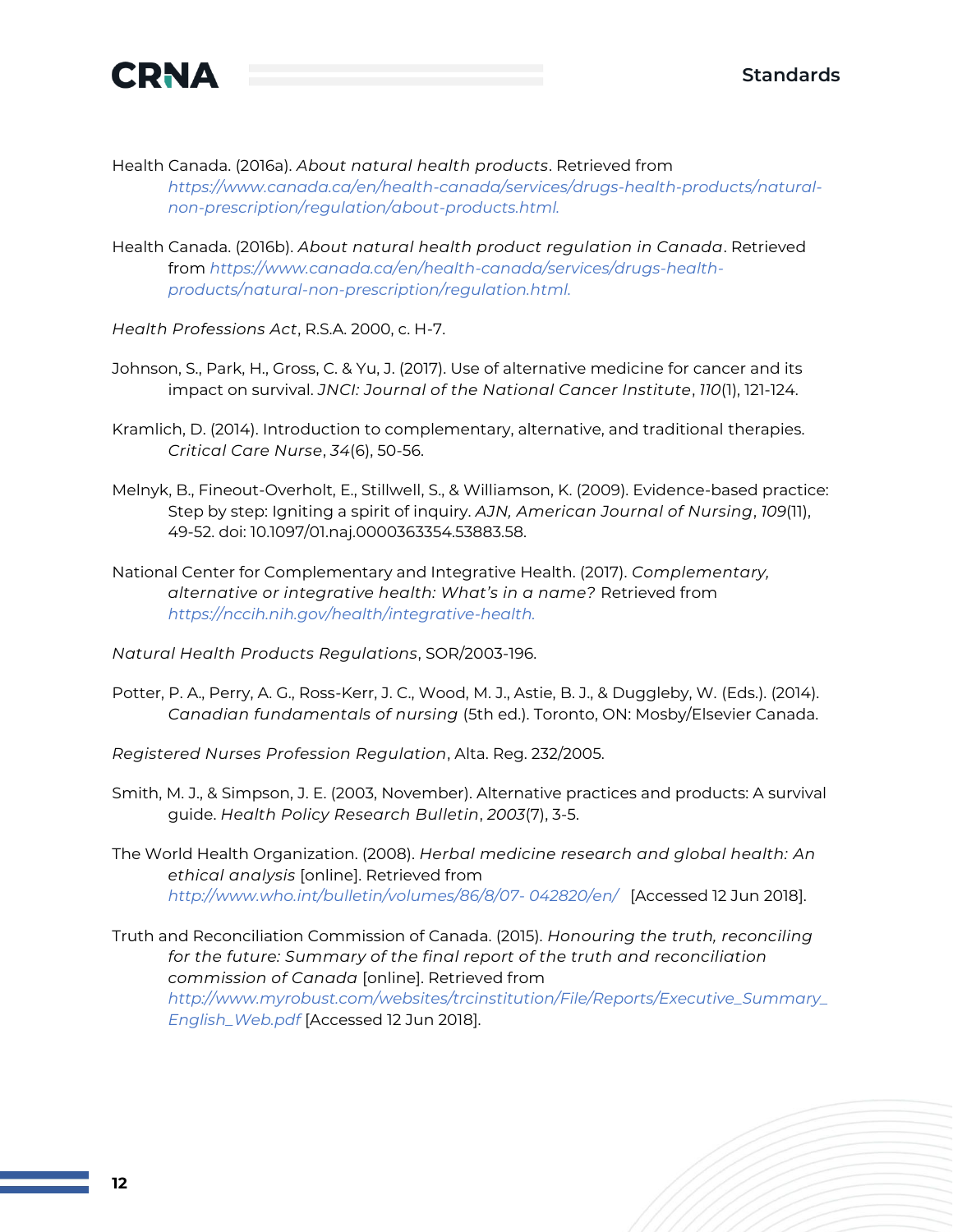Health Canada. (2016a). *About natural health products*. Retrieved from *https://www.canada.ca/en/health-canada/services/drugs-health-products/natural-non-prescription/regulation/about-products.html.*

Health Canada. (2016b). *About natural health product regulation in Canada*. Retrieved from *https://www.canada.ca/en/health-canada/services/drugs-health-products/natural-non-prescription/regulation.html.*

*Health Professions Act*, R.S.A. 2000, c. H-7.

Johnson, S., Park, H., Gross, C. & Yu, J. (2017). Use of alternative medicine for cancer and its impact on survival. *JNCI: Journal of the National Cancer Institute*, *110*(1), 121-124.

Kramlich, D. (2014). Introduction to complementary, alternative, and traditional therapies. *Critical Care Nurse*, *34*(6), 50-56.

Melnyk, B., Fineout-Overholt, E., Stillwell, S., & Williamson, K. (2009). Evidence-based practice: Step by step: Igniting a spirit of inquiry. *AJN, American Journal of Nursing*, *109*(11), 49-52. doi: 10.1097/01.naj.0000363354.53883.58.

National Center for Complementary and Integrative Health. (2017). *Complementary, alternative or integrative health: What's in a name?* Retrieved from *https://nccih.nih.gov/health/integrative-health.*

*Natural Health Products Regulations*, SOR/2003-196.

Potter, P. A., Perry, A. G., Ross-Kerr, J. C., Wood, M. J., Astie, B. J., & Duggleby, W. (Eds.). (2014). *Canadian fundamentals of nursing* (5th ed.). Toronto, ON: Mosby/Elsevier Canada.

*Registered Nurses Profession Regulation*, Alta. Reg. 232/2005.

Smith, M. J., & Simpson, J. E. (2003, November). Alternative practices and products: A survival guide. *Health Policy Research Bulletin*, *2003*(7), 3-5.

The World Health Organization. (2008). *Herbal medicine research and global health: An ethical analysis* [online]. Retrieved from *http://www.who.int/bulletin/volumes/86/8/07- 042820/en/* [Accessed 12 Jun 2018].

Truth and Reconciliation Commission of Canada. (2015). *Honouring the truth, reconciling for the future: Summary of the final report of the truth and reconciliation commission of Canada* [online]. Retrieved from *http://www.myrobust.com/websites/trcinstitution/File/Reports/Executive_Summary_English_Web.pdf* [Accessed 12 Jun 2018].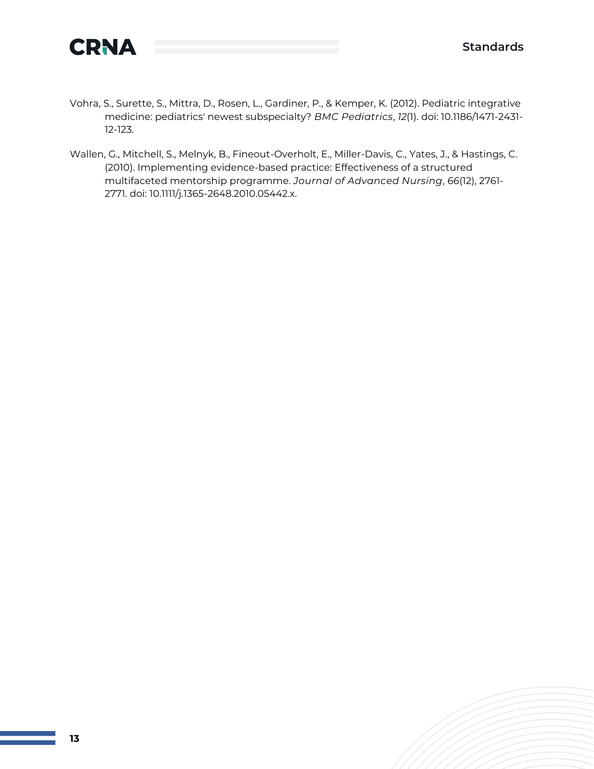Vohra, S., Surette, S., Mittra, D., Rosen, L., Gardiner, P., & Kemper, K. (2012). Pediatric integrative medicine: pediatrics' newest subspecialty? *BMC Pediatrics*, *12*(1). doi: 10.1186/1471-2431-12-123.

Wallen, G., Mitchell, S., Melnyk, B., Fineout-Overholt, E., Miller-Davis, C., Yates, J., & Hastings, C. (2010). Implementing evidence-based practice: Effectiveness of a structured multifaceted mentorship programme. *Journal of Advanced Nursing*, 66(12), 2761-2771. doi: 10.1111/j.1365-2648.2010.05442.x.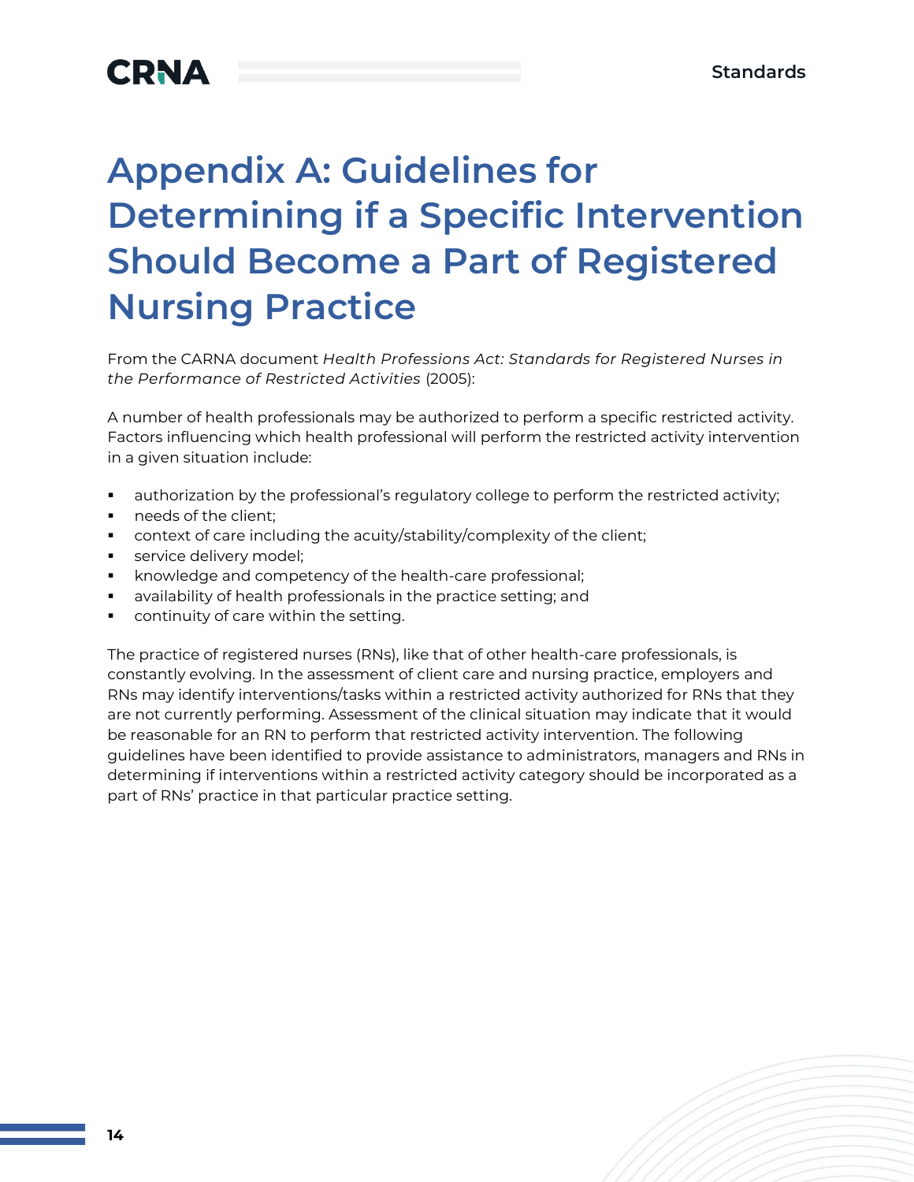# Appendix A: Guidelines for Determining if a Specific Intervention Should Become a Part of Registered Nursing Practice

From the CARNA document *Health Professions Act: Standards for Registered Nurses in the Performance of Restricted Activities* (2005):

A number of health professionals may be authorized to perform a specific restricted activity. Factors influencing which health professional will perform the restricted activity intervention in a given situation include:

- authorization by the professional's regulatory college to perform the restricted activity;
- needs of the client;
- context of care including the acuity/stability/complexity of the client;
- service delivery model;
- knowledge and competency of the health-care professional;
- availability of health professionals in the practice setting; and
- continuity of care within the setting.

The practice of registered nurses (RNs), like that of other health-care professionals, is constantly evolving. In the assessment of client care and nursing practice, employers and RNs may identify interventions/tasks within a restricted activity authorized for RNs that they are not currently performing. Assessment of the clinical situation may indicate that it would be reasonable for an RN to perform that restricted activity intervention. The following guidelines have been identified to provide assistance to administrators, managers and RNs in determining if interventions within a restricted activity category should be incorporated as a part of RNs' practice in that particular practice setting.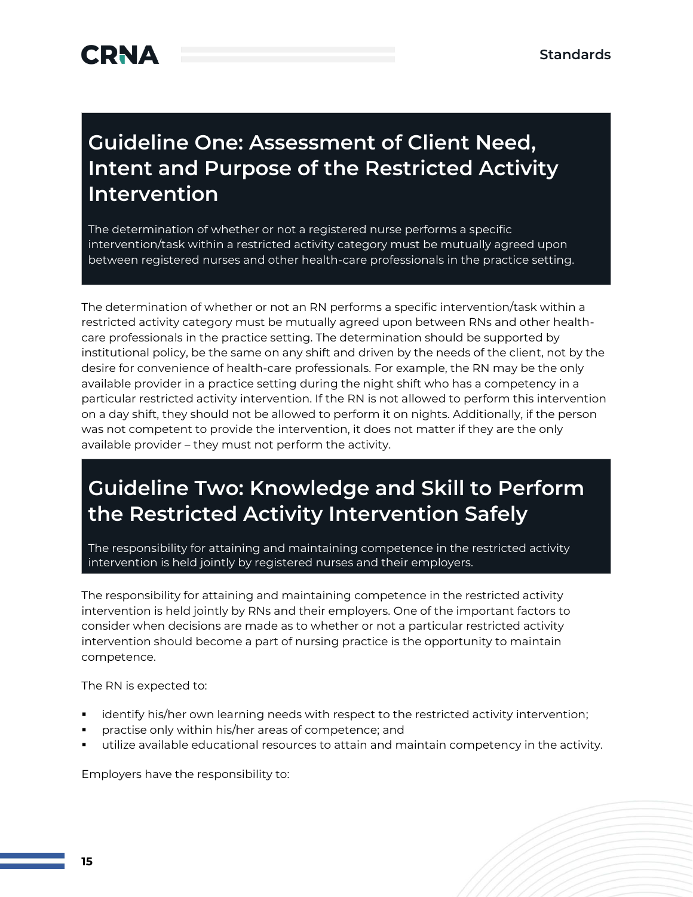## Guideline One: Assessment of Client Need, Intent and Purpose of the Restricted Activity Intervention

The determination of whether or not a registered nurse performs a specific intervention/task within a restricted activity category must be mutually agreed upon between registered nurses and other health-care professionals in the practice setting.

The determination of whether or not an RN performs a specific intervention/task within a restricted activity category must be mutually agreed upon between RNs and other health-care professionals in the practice setting. The determination should be supported by institutional policy, be the same on any shift and driven by the needs of the client, not by the desire for convenience of health-care professionals. For example, the RN may be the only available provider in a practice setting during the night shift who has a competency in a particular restricted activity intervention. If the RN is not allowed to perform this intervention on a day shift, they should not be allowed to perform it on nights. Additionally, if the person was not competent to provide the intervention, it does not matter if they are the only available provider – they must not perform the activity.

## Guideline Two: Knowledge and Skill to Perform the Restricted Activity Intervention Safely

The responsibility for attaining and maintaining competence in the restricted activity intervention is held jointly by registered nurses and their employers.

The responsibility for attaining and maintaining competence in the restricted activity intervention is held jointly by RNs and their employers. One of the important factors to consider when decisions are made as to whether or not a particular restricted activity intervention should become a part of nursing practice is the opportunity to maintain competence.

The RN is expected to:

- identify his/her own learning needs with respect to the restricted activity intervention;
- practise only within his/her areas of competence; and
- utilize available educational resources to attain and maintain competency in the activity.

Employers have the responsibility to: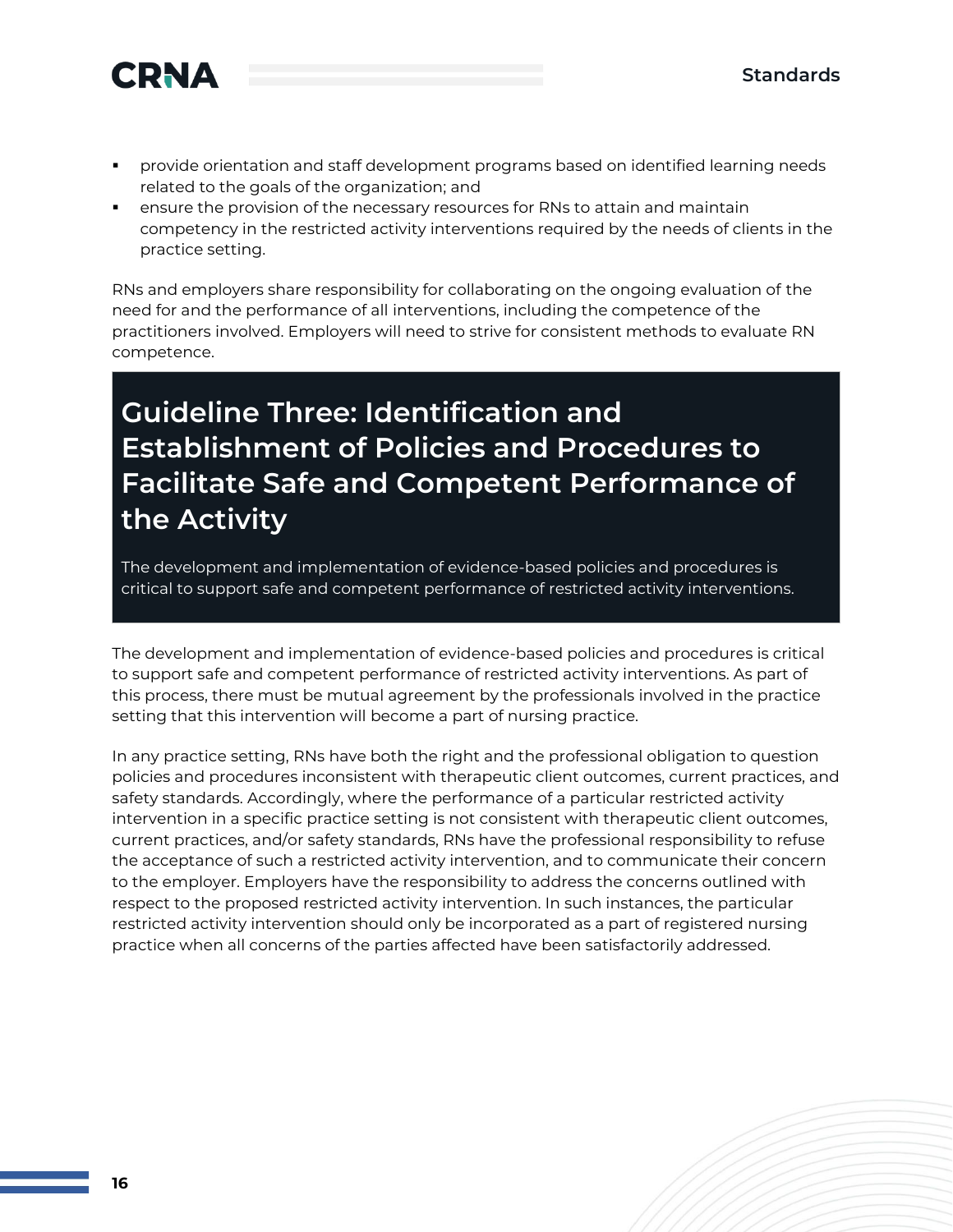- provide orientation and staff development programs based on identified learning needs related to the goals of the organization; and
- ensure the provision of the necessary resources for RNs to attain and maintain competency in the restricted activity interventions required by the needs of clients in the practice setting.

RNs and employers share responsibility for collaborating on the ongoing evaluation of the need for and the performance of all interventions, including the competence of the practitioners involved. Employers will need to strive for consistent methods to evaluate RN competence.

## Guideline Three: Identification and Establishment of Policies and Procedures to Facilitate Safe and Competent Performance of the Activity

The development and implementation of evidence-based policies and procedures is critical to support safe and competent performance of restricted activity interventions.

The development and implementation of evidence-based policies and procedures is critical to support safe and competent performance of restricted activity interventions. As part of this process, there must be mutual agreement by the professionals involved in the practice setting that this intervention will become a part of nursing practice.

In any practice setting, RNs have both the right and the professional obligation to question policies and procedures inconsistent with therapeutic client outcomes, current practices, and safety standards. Accordingly, where the performance of a particular restricted activity intervention in a specific practice setting is not consistent with therapeutic client outcomes, current practices, and/or safety standards, RNs have the professional responsibility to refuse the acceptance of such a restricted activity intervention, and to communicate their concern to the employer. Employers have the responsibility to address the concerns outlined with respect to the proposed restricted activity intervention. In such instances, the particular restricted activity intervention should only be incorporated as a part of registered nursing practice when all concerns of the parties affected have been satisfactorily addressed.